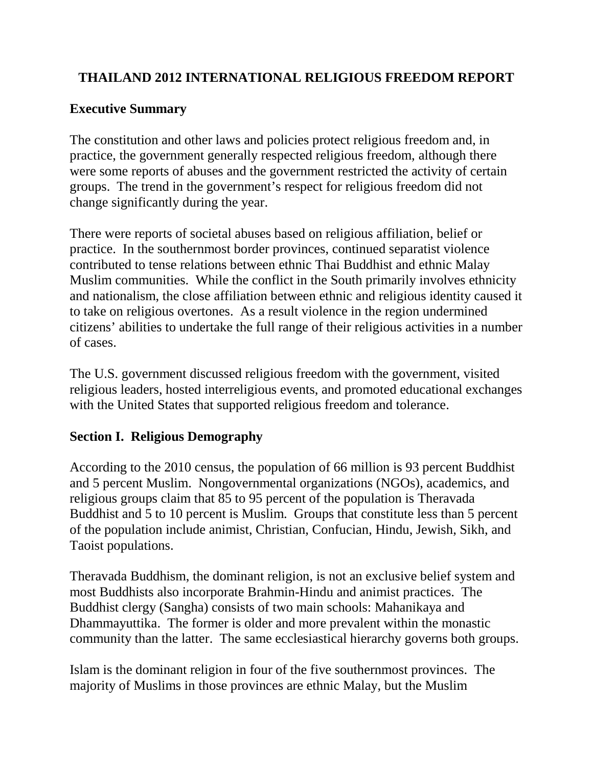# THAILAND 2012 INTERNATIONAL RELIGIOUS FREEDOM REPORT

## Executive Summary

The constitution and other laws and policies protect religious freedom and, in practice, the government generally respected religious freedom, although there were some reports of abuses and the government restricted the activity of certain groups. The trend in the government's respect for religious freedom did not change significantly during the year.

There were reports of societal abuses based on religious affiliation, belief or practice. In the southernmost border provinces, continued separatist violence contributed to tense relations between ethnic Thai Buddhist and ethnic Malay Muslim communities. While the conflict in the South primarily involves ethnicity and nationalism, the close affiliation between ethnic and religious identity caused it to take on religious overtones. As a result violence in the region undermined citizens' abilities to undertake the full range of their religious activities in a number of cases.

The U.S. government discussed religious freedom with the government, visited religious leaders, hosted interreligious events, and promoted educational exchanges with the United States that supported religious freedom and tolerance.

## Section I. Religious Demography

According to the 2010 census, the population of 66 million is 93 percent Buddhist and 5 percent Muslim. Nongovernmental organizations (NGOs), academics, and religious groups claim that 85 to 95 percent of the population is Theravada Buddhist and 5 to 10 percent is Muslim. Groups that constitute less than 5 percent of the population include animist, Christian, Confucian, Hindu, Jewish, Sikh, and Taoist populations.

Theravada Buddhism, the dominant religion, is not an exclusive belief system and most Buddhists also incorporate Brahmin-Hindu and animist practices. The Buddhist clergy (Sangha) consists of two main schools: Mahanikaya and Dhammayuttika. The former is older and more prevalent within the monastic community than the latter. The same ecclesiastical hierarchy governs both groups.

Islam is the dominant religion in four of the five southernmost provinces. The majority of Muslims in those provinces are ethnic Malay, but the Muslim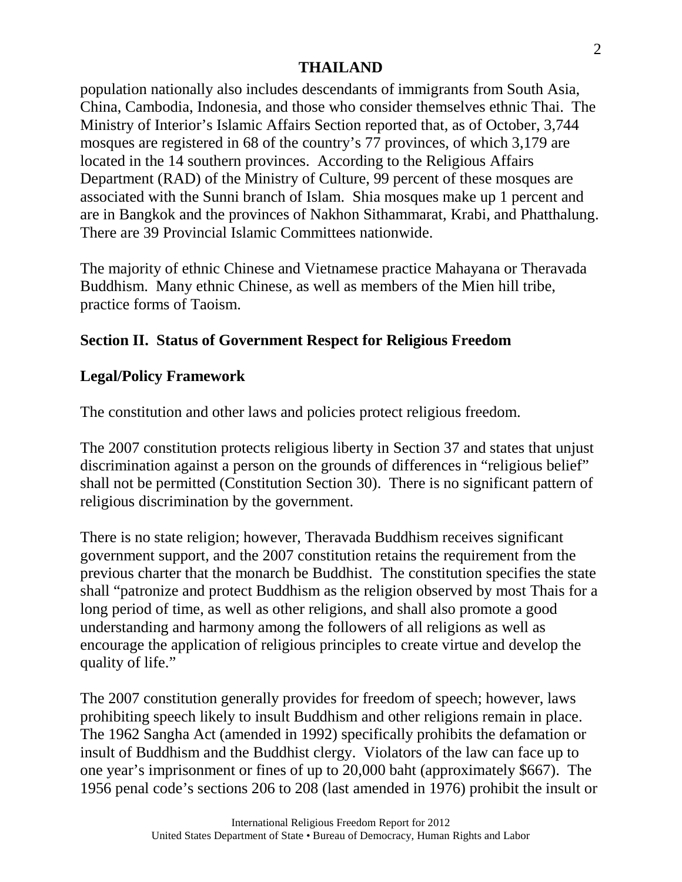population nationally also includes descendants of immigrants from South Asia, China, Cambodia, Indonesia, and those who consider themselves ethnic Thai. The Ministry of Interior's Islamic Affairs Section reported that, as of October, 3,744 mosques are registered in 68 of the country's 77 provinces, of which 3,179 are located in the 14 southern provinces. According to the Religious Affairs Department (RAD) of the Ministry of Culture, 99 percent of these mosques are associated with the Sunni branch of Islam. Shia mosques make up 1 percent and are in Bangkok and the provinces of Nakhon Sithammarat, Krabi, and Phatthalung. There are 39 Provincial Islamic Committees nationwide.

The majority of ethnic Chinese and Vietnamese practice Mahayana or Theravada Buddhism. Many ethnic Chinese, as well as members of the Mien hill tribe, practice forms of Taoism.

## Section II. Status of Government Respect for Religious Freedom

### Legal/Policy Framework

The constitution and other laws and policies protect religious freedom.

The 2007 constitution protects religious liberty in Section 37 and states that unjust discrimination against a person on the grounds of differences in "religious belief" shall not be permitted (Constitution Section 30). There is no significant pattern of religious discrimination by the government.

There is no state religion; however, Theravada Buddhism receives significant government support, and the 2007 constitution retains the requirement from the previous charter that the monarch be Buddhist. The constitution specifies the state shall "patronize and protect Buddhism as the religion observed by most Thais for a long period of time, as well as other religions, and shall also promote a good understanding and harmony among the followers of all religions as well as encourage the application of religious principles to create virtue and develop the quality of life."

The 2007 constitution generally provides for freedom of speech; however, laws prohibiting speech likely to insult Buddhism and other religions remain in place. The 1962 Sangha Act (amended in 1992) specifically prohibits the defamation or insult of Buddhism and the Buddhist clergy. Violators of the law can face up to one year's imprisonment or fines of up to 20,000 baht (approximately $667). The 1956 penal code's sections 206 to 208 (last amended in 1976) prohibit the insult or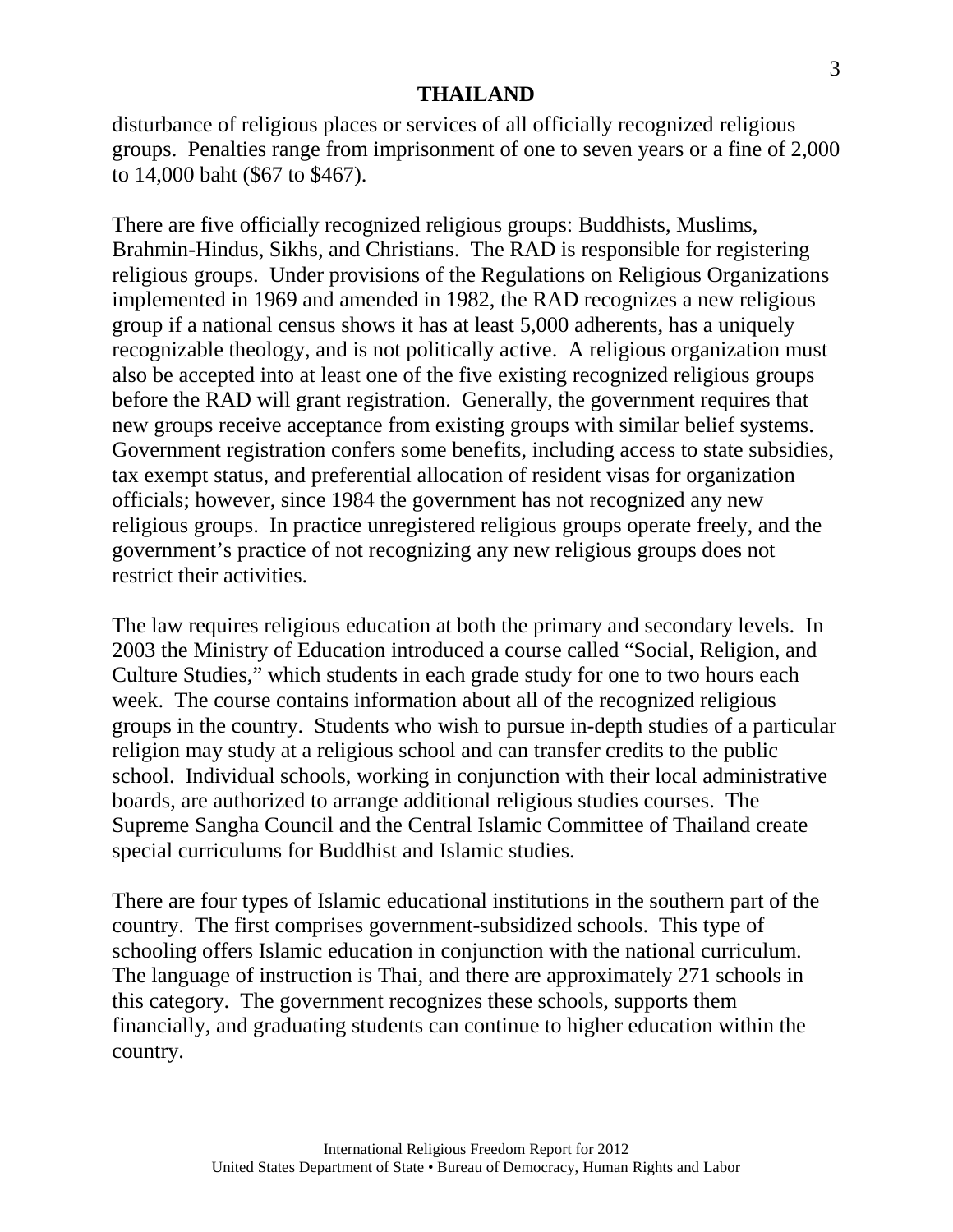disturbance of religious places or services of all officially recognized religious groups. Penalties range from imprisonment of one to seven years or a fine of 2,000 to 14,000 baht ($67 to $467).

There are five officially recognized religious groups: Buddhists, Muslims, Brahmin-Hindus, Sikhs, and Christians. The RAD is responsible for registering religious groups. Under provisions of the Regulations on Religious Organizations implemented in 1969 and amended in 1982, the RAD recognizes a new religious group if a national census shows it has at least 5,000 adherents, has a uniquely recognizable theology, and is not politically active. A religious organization must also be accepted into at least one of the five existing recognized religious groups before the RAD will grant registration. Generally, the government requires that new groups receive acceptance from existing groups with similar belief systems. Government registration confers some benefits, including access to state subsidies, tax exempt status, and preferential allocation of resident visas for organization officials; however, since 1984 the government has not recognized any new religious groups. In practice unregistered religious groups operate freely, and the government's practice of not recognizing any new religious groups does not restrict their activities.

The law requires religious education at both the primary and secondary levels. In 2003 the Ministry of Education introduced a course called "Social, Religion, and Culture Studies," which students in each grade study for one to two hours each week. The course contains information about all of the recognized religious groups in the country. Students who wish to pursue in-depth studies of a particular religion may study at a religious school and can transfer credits to the public school. Individual schools, working in conjunction with their local administrative boards, are authorized to arrange additional religious studies courses. The Supreme Sangha Council and the Central Islamic Committee of Thailand create special curriculums for Buddhist and Islamic studies.

There are four types of Islamic educational institutions in the southern part of the country. The first comprises government-subsidized schools. This type of schooling offers Islamic education in conjunction with the national curriculum. The language of instruction is Thai, and there are approximately 271 schools in this category. The government recognizes these schools, supports them financially, and graduating students can continue to higher education within the country.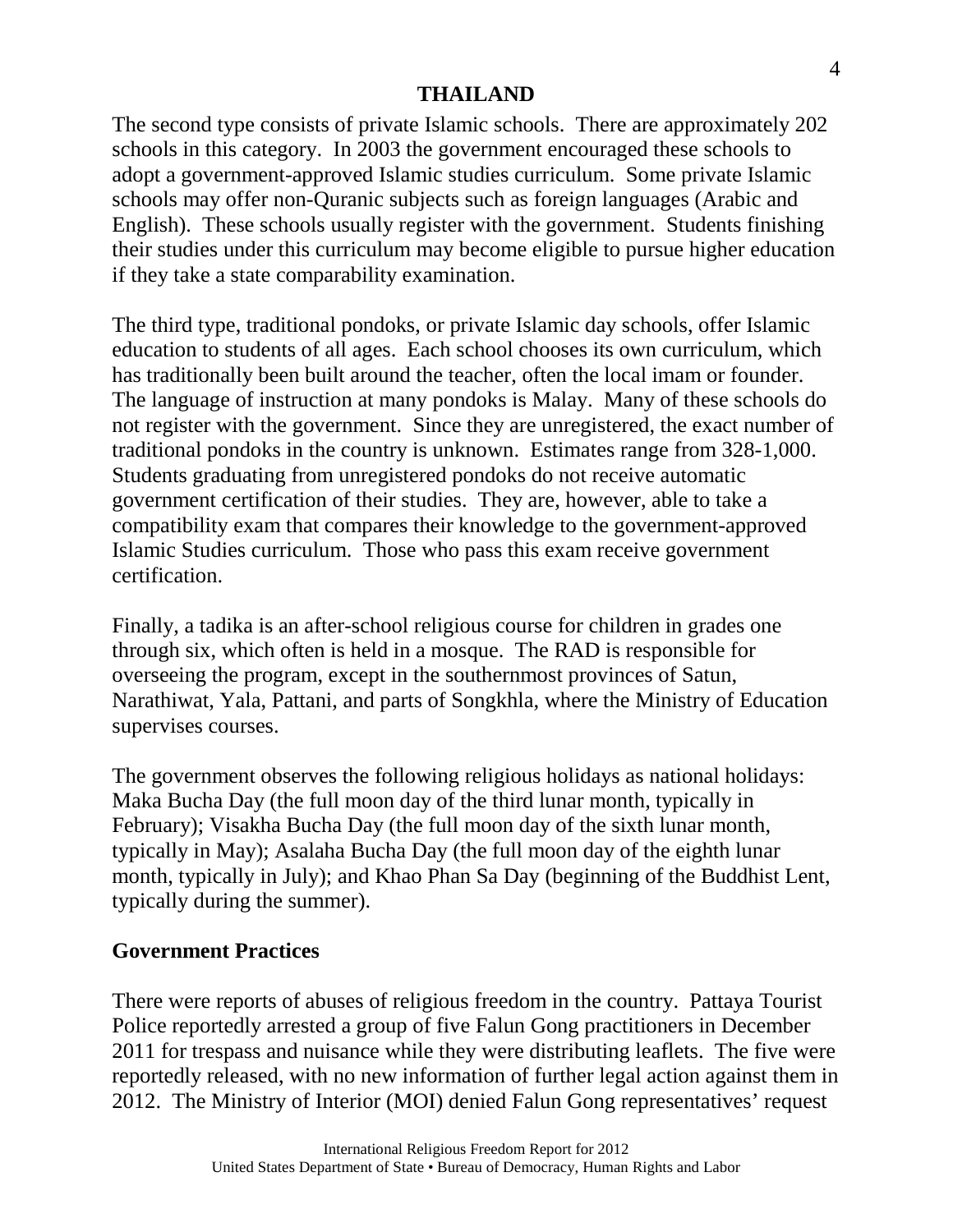The second type consists of private Islamic schools. There are approximately 202 schools in this category. In 2003 the government encouraged these schools to adopt a government-approved Islamic studies curriculum. Some private Islamic schools may offer non-Quranic subjects such as foreign languages (Arabic and English). These schools usually register with the government. Students finishing their studies under this curriculum may become eligible to pursue higher education if they take a state comparability examination.

The third type, traditional pondoks, or private Islamic day schools, offer Islamic education to students of all ages. Each school chooses its own curriculum, which has traditionally been built around the teacher, often the local imam or founder. The language of instruction at many pondoks is Malay. Many of these schools do not register with the government. Since they are unregistered, the exact number of traditional pondoks in the country is unknown. Estimates range from 328-1,000. Students graduating from unregistered pondoks do not receive automatic government certification of their studies. They are, however, able to take a compatibility exam that compares their knowledge to the government-approved Islamic Studies curriculum. Those who pass this exam receive government certification.

Finally, a tadika is an after-school religious course for children in grades one through six, which often is held in a mosque. The RAD is responsible for overseeing the program, except in the southernmost provinces of Satun, Narathiwat, Yala, Pattani, and parts of Songkhla, where the Ministry of Education supervises courses.

The government observes the following religious holidays as national holidays: Maka Bucha Day (the full moon day of the third lunar month, typically in February); Visakha Bucha Day (the full moon day of the sixth lunar month, typically in May); Asalaha Bucha Day (the full moon day of the eighth lunar month, typically in July); and Khao Phan Sa Day (beginning of the Buddhist Lent, typically during the summer).

## Government Practices

There were reports of abuses of religious freedom in the country. Pattaya Tourist Police reportedly arrested a group of five Falun Gong practitioners in December 2011 for trespass and nuisance while they were distributing leaflets. The five were reportedly released, with no new information of further legal action against them in 2012. The Ministry of Interior (MOI) denied Falun Gong representatives' request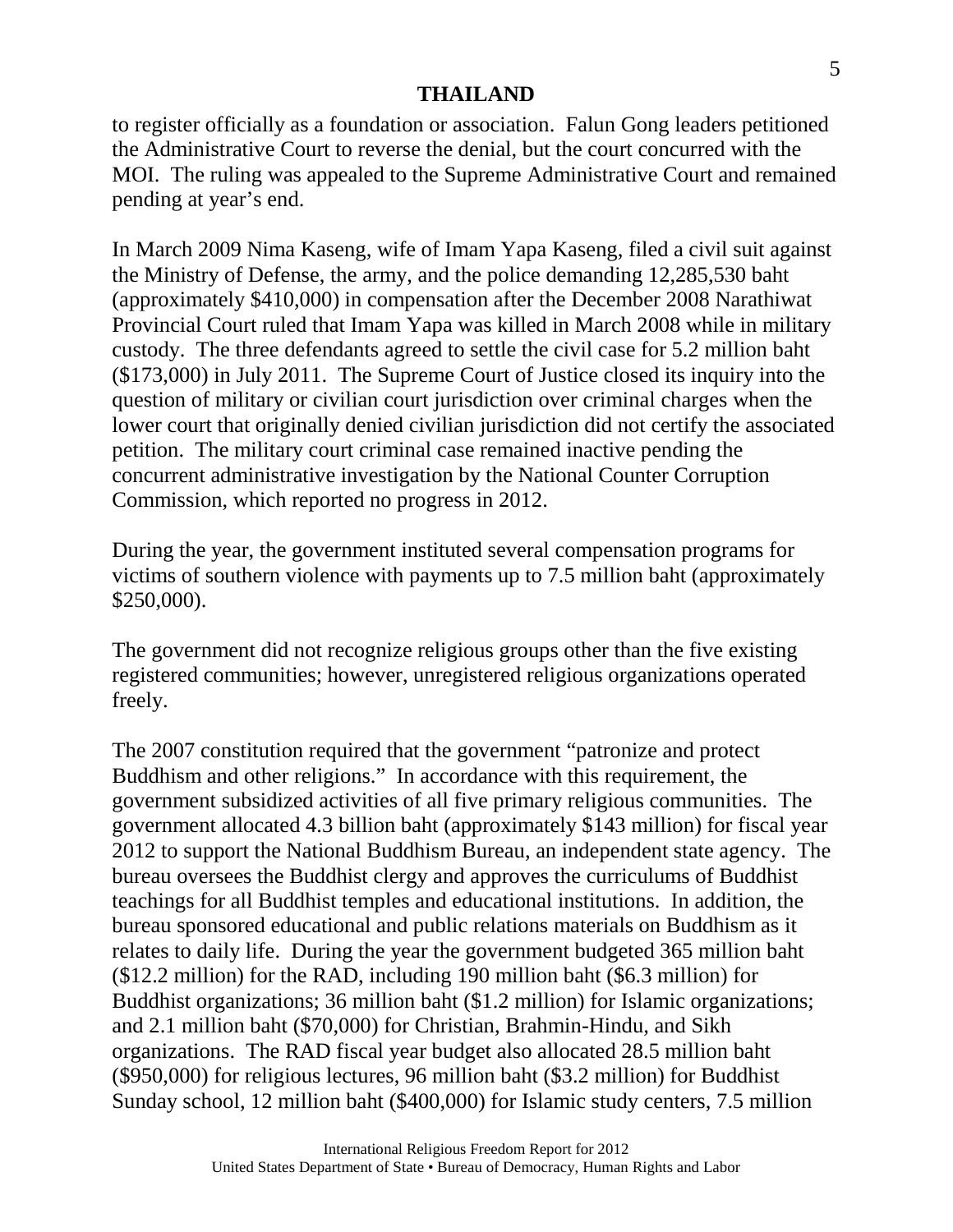to register officially as a foundation or association. Falun Gong leaders petitioned the Administrative Court to reverse the denial, but the court concurred with the MOI. The ruling was appealed to the Supreme Administrative Court and remained pending at year's end.

In March 2009 Nima Kaseng, wife of Imam Yapa Kaseng, filed a civil suit against the Ministry of Defense, the army, and the police demanding 12,285,530 baht (approximately $410,000) in compensation after the December 2008 Narathiwat Provincial Court ruled that Imam Yapa was killed in March 2008 while in military custody. The three defendants agreed to settle the civil case for 5.2 million baht ($173,000) in July 2011. The Supreme Court of Justice closed its inquiry into the question of military or civilian court jurisdiction over criminal charges when the lower court that originally denied civilian jurisdiction did not certify the associated petition. The military court criminal case remained inactive pending the concurrent administrative investigation by the National Counter Corruption Commission, which reported no progress in 2012.

During the year, the government instituted several compensation programs for victims of southern violence with payments up to 7.5 million baht (approximately $250,000).

The government did not recognize religious groups other than the five existing registered communities; however, unregistered religious organizations operated freely.

The 2007 constitution required that the government "patronize and protect Buddhism and other religions." In accordance with this requirement, the government subsidized activities of all five primary religious communities. The government allocated 4.3 billion baht (approximately $143 million) for fiscal year 2012 to support the National Buddhism Bureau, an independent state agency. The bureau oversees the Buddhist clergy and approves the curriculums of Buddhist teachings for all Buddhist temples and educational institutions. In addition, the bureau sponsored educational and public relations materials on Buddhism as it relates to daily life. During the year the government budgeted 365 million baht ($12.2 million) for the RAD, including 190 million baht ($6.3 million) for Buddhist organizations; 36 million baht ($1.2 million) for Islamic organizations; and 2.1 million baht ($70,000) for Christian, Brahmin-Hindu, and Sikh organizations. The RAD fiscal year budget also allocated 28.5 million baht ($950,000) for religious lectures, 96 million baht ($3.2 million) for Buddhist Sunday school, 12 million baht ($400,000) for Islamic study centers, 7.5 million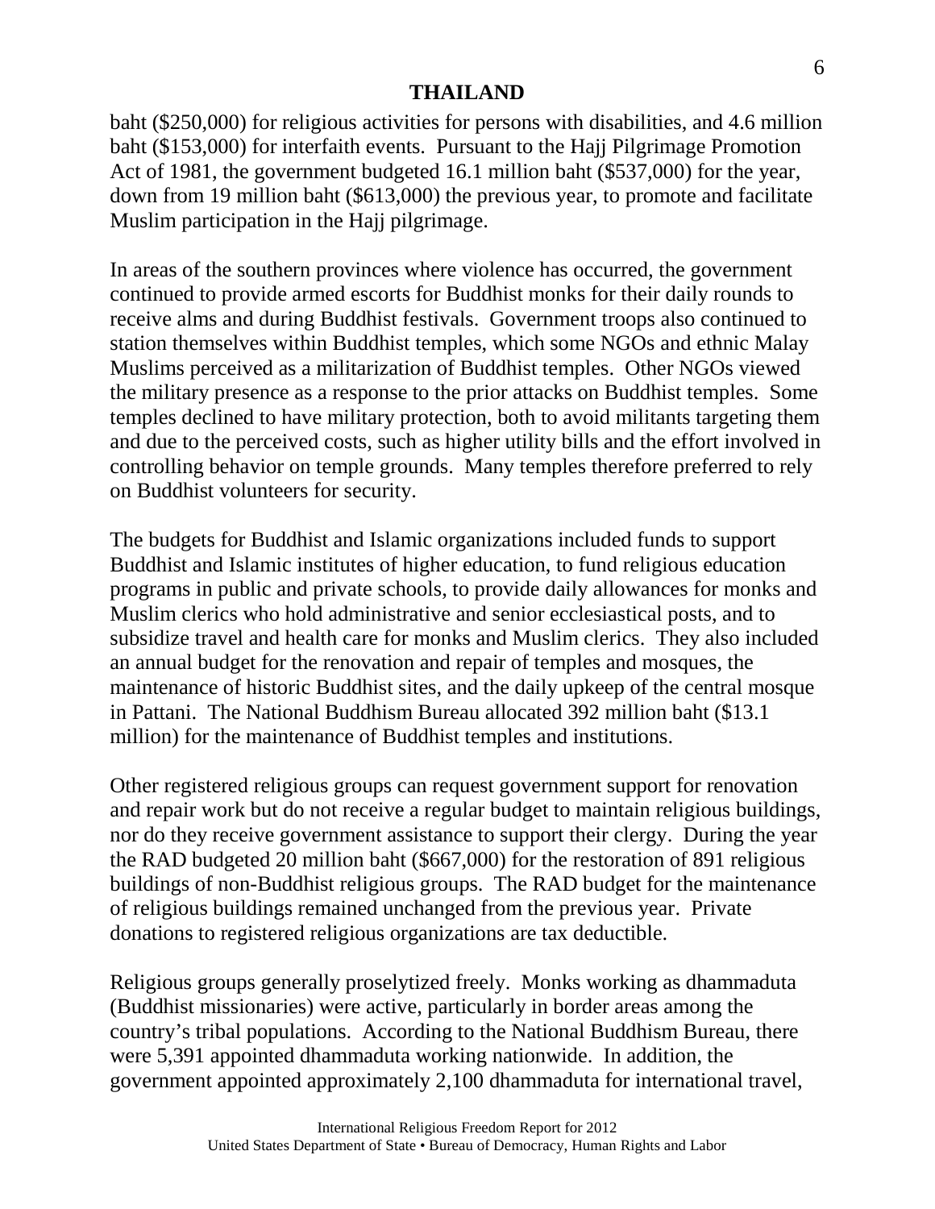baht ($250,000) for religious activities for persons with disabilities, and 4.6 million baht ($153,000) for interfaith events. Pursuant to the Hajj Pilgrimage Promotion Act of 1981, the government budgeted 16.1 million baht ($537,000) for the year, down from 19 million baht ($613,000) the previous year, to promote and facilitate Muslim participation in the Hajj pilgrimage.

In areas of the southern provinces where violence has occurred, the government continued to provide armed escorts for Buddhist monks for their daily rounds to receive alms and during Buddhist festivals. Government troops also continued to station themselves within Buddhist temples, which some NGOs and ethnic Malay Muslims perceived as a militarization of Buddhist temples. Other NGOs viewed the military presence as a response to the prior attacks on Buddhist temples. Some temples declined to have military protection, both to avoid militants targeting them and due to the perceived costs, such as higher utility bills and the effort involved in controlling behavior on temple grounds. Many temples therefore preferred to rely on Buddhist volunteers for security.

The budgets for Buddhist and Islamic organizations included funds to support Buddhist and Islamic institutes of higher education, to fund religious education programs in public and private schools, to provide daily allowances for monks and Muslim clerics who hold administrative and senior ecclesiastical posts, and to subsidize travel and health care for monks and Muslim clerics. They also included an annual budget for the renovation and repair of temples and mosques, the maintenance of historic Buddhist sites, and the daily upkeep of the central mosque in Pattani. The National Buddhism Bureau allocated 392 million baht ($13.1 million) for the maintenance of Buddhist temples and institutions.

Other registered religious groups can request government support for renovation and repair work but do not receive a regular budget to maintain religious buildings, nor do they receive government assistance to support their clergy. During the year the RAD budgeted 20 million baht ($667,000) for the restoration of 891 religious buildings of non-Buddhist religious groups. The RAD budget for the maintenance of religious buildings remained unchanged from the previous year. Private donations to registered religious organizations are tax deductible.

Religious groups generally proselytized freely. Monks working as dhammaduta (Buddhist missionaries) were active, particularly in border areas among the country's tribal populations. According to the National Buddhism Bureau, there were 5,391 appointed dhammaduta working nationwide. In addition, the government appointed approximately 2,100 dhammaduta for international travel,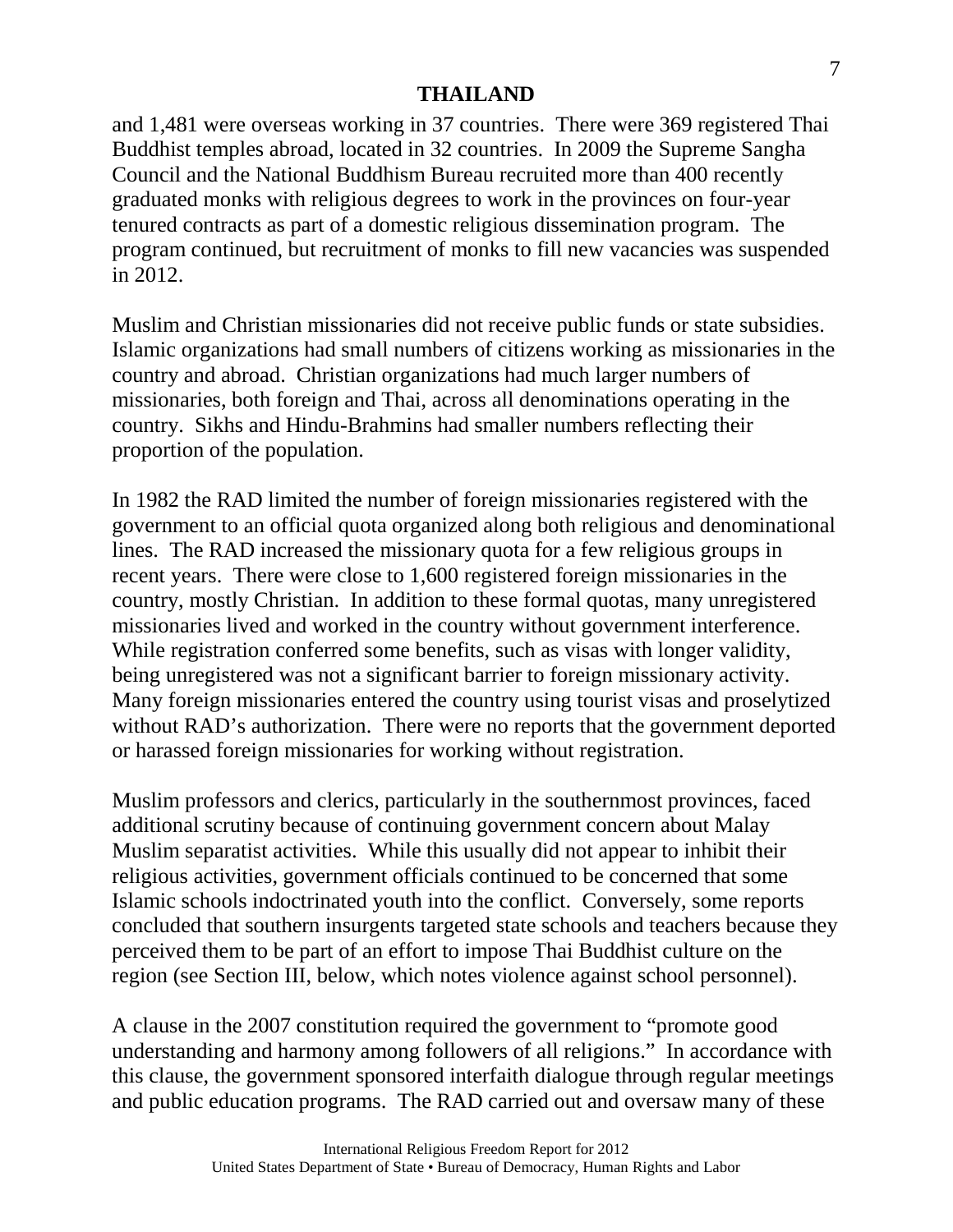and 1,481 were overseas working in 37 countries. There were 369 registered Thai Buddhist temples abroad, located in 32 countries. In 2009 the Supreme Sangha Council and the National Buddhism Bureau recruited more than 400 recently graduated monks with religious degrees to work in the provinces on four-year tenured contracts as part of a domestic religious dissemination program. The program continued, but recruitment of monks to fill new vacancies was suspended in 2012.

Muslim and Christian missionaries did not receive public funds or state subsidies. Islamic organizations had small numbers of citizens working as missionaries in the country and abroad. Christian organizations had much larger numbers of missionaries, both foreign and Thai, across all denominations operating in the country. Sikhs and Hindu-Brahmins had smaller numbers reflecting their proportion of the population.

In 1982 the RAD limited the number of foreign missionaries registered with the government to an official quota organized along both religious and denominational lines. The RAD increased the missionary quota for a few religious groups in recent years. There were close to 1,600 registered foreign missionaries in the country, mostly Christian. In addition to these formal quotas, many unregistered missionaries lived and worked in the country without government interference. While registration conferred some benefits, such as visas with longer validity, being unregistered was not a significant barrier to foreign missionary activity. Many foreign missionaries entered the country using tourist visas and proselytized without RAD's authorization. There were no reports that the government deported or harassed foreign missionaries for working without registration.

Muslim professors and clerics, particularly in the southernmost provinces, faced additional scrutiny because of continuing government concern about Malay Muslim separatist activities. While this usually did not appear to inhibit their religious activities, government officials continued to be concerned that some Islamic schools indoctrinated youth into the conflict. Conversely, some reports concluded that southern insurgents targeted state schools and teachers because they perceived them to be part of an effort to impose Thai Buddhist culture on the region (see Section III, below, which notes violence against school personnel).

A clause in the 2007 constitution required the government to "promote good understanding and harmony among followers of all religions." In accordance with this clause, the government sponsored interfaith dialogue through regular meetings and public education programs. The RAD carried out and oversaw many of these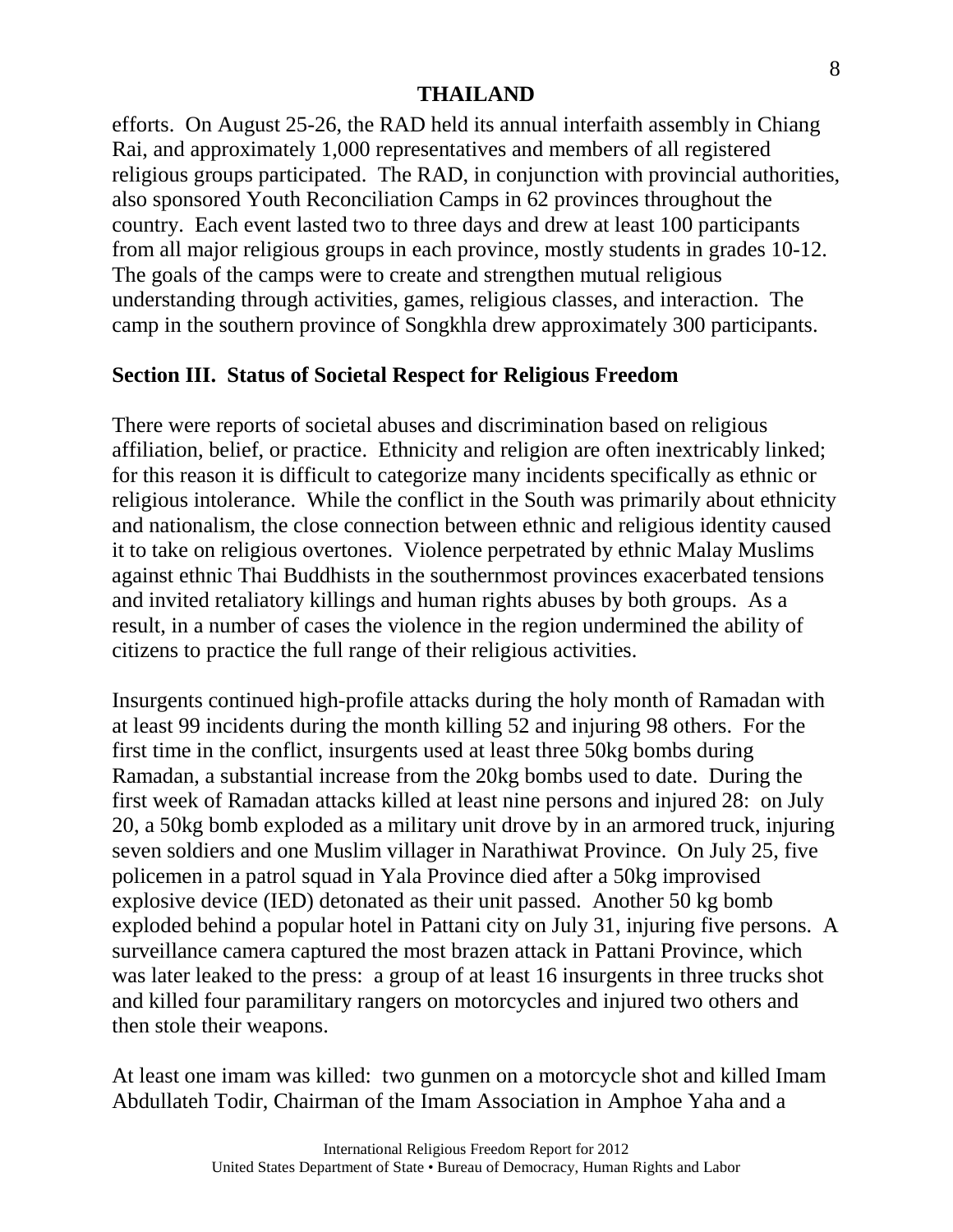efforts. On August 25-26, the RAD held its annual interfaith assembly in Chiang Rai, and approximately 1,000 representatives and members of all registered religious groups participated. The RAD, in conjunction with provincial authorities, also sponsored Youth Reconciliation Camps in 62 provinces throughout the country. Each event lasted two to three days and drew at least 100 participants from all major religious groups in each province, mostly students in grades 10-12. The goals of the camps were to create and strengthen mutual religious understanding through activities, games, religious classes, and interaction. The camp in the southern province of Songkhla drew approximately 300 participants.

## Section III. Status of Societal Respect for Religious Freedom

There were reports of societal abuses and discrimination based on religious affiliation, belief, or practice. Ethnicity and religion are often inextricably linked; for this reason it is difficult to categorize many incidents specifically as ethnic or religious intolerance. While the conflict in the South was primarily about ethnicity and nationalism, the close connection between ethnic and religious identity caused it to take on religious overtones. Violence perpetrated by ethnic Malay Muslims against ethnic Thai Buddhists in the southernmost provinces exacerbated tensions and invited retaliatory killings and human rights abuses by both groups. As a result, in a number of cases the violence in the region undermined the ability of citizens to practice the full range of their religious activities.

Insurgents continued high-profile attacks during the holy month of Ramadan with at least 99 incidents during the month killing 52 and injuring 98 others. For the first time in the conflict, insurgents used at least three 50kg bombs during Ramadan, a substantial increase from the 20kg bombs used to date. During the first week of Ramadan attacks killed at least nine persons and injured 28: on July 20, a 50kg bomb exploded as a military unit drove by in an armored truck, injuring seven soldiers and one Muslim villager in Narathiwat Province. On July 25, five policemen in a patrol squad in Yala Province died after a 50kg improvised explosive device (IED) detonated as their unit passed. Another 50 kg bomb exploded behind a popular hotel in Pattani city on July 31, injuring five persons. A surveillance camera captured the most brazen attack in Pattani Province, which was later leaked to the press: a group of at least 16 insurgents in three trucks shot and killed four paramilitary rangers on motorcycles and injured two others and then stole their weapons.

At least one imam was killed: two gunmen on a motorcycle shot and killed Imam Abdullateh Todir, Chairman of the Imam Association in Amphoe Yaha and a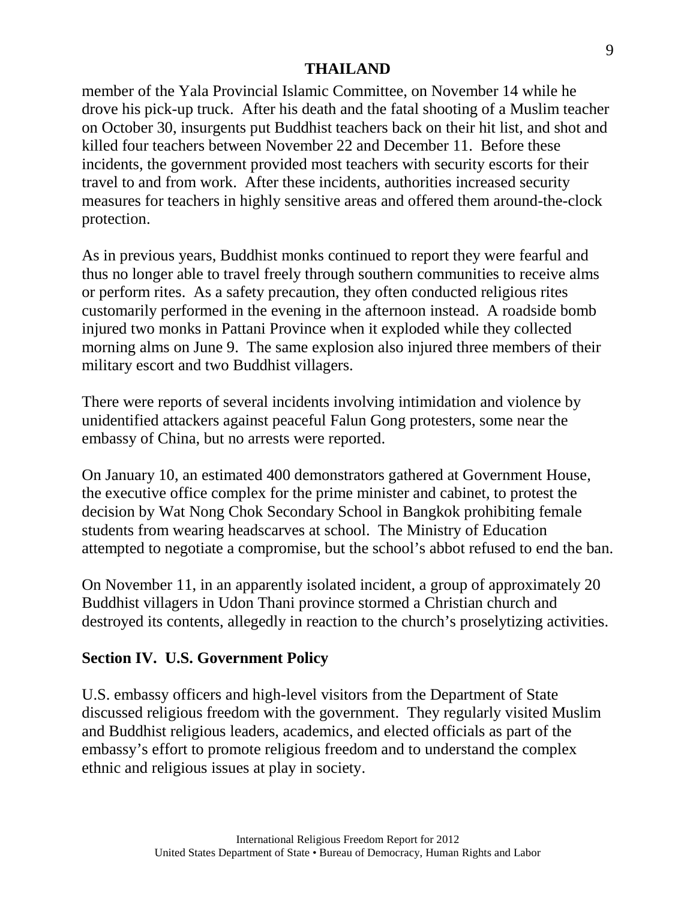member of the Yala Provincial Islamic Committee, on November 14 while he drove his pick-up truck. After his death and the fatal shooting of a Muslim teacher on October 30, insurgents put Buddhist teachers back on their hit list, and shot and killed four teachers between November 22 and December 11. Before these incidents, the government provided most teachers with security escorts for their travel to and from work. After these incidents, authorities increased security measures for teachers in highly sensitive areas and offered them around-the-clock protection.

As in previous years, Buddhist monks continued to report they were fearful and thus no longer able to travel freely through southern communities to receive alms or perform rites. As a safety precaution, they often conducted religious rites customarily performed in the evening in the afternoon instead. A roadside bomb injured two monks in Pattani Province when it exploded while they collected morning alms on June 9. The same explosion also injured three members of their military escort and two Buddhist villagers.

There were reports of several incidents involving intimidation and violence by unidentified attackers against peaceful Falun Gong protesters, some near the embassy of China, but no arrests were reported.

On January 10, an estimated 400 demonstrators gathered at Government House, the executive office complex for the prime minister and cabinet, to protest the decision by Wat Nong Chok Secondary School in Bangkok prohibiting female students from wearing headscarves at school. The Ministry of Education attempted to negotiate a compromise, but the school's abbot refused to end the ban.

On November 11, in an apparently isolated incident, a group of approximately 20 Buddhist villagers in Udon Thani province stormed a Christian church and destroyed its contents, allegedly in reaction to the church's proselytizing activities.

## Section IV. U.S. Government Policy

U.S. embassy officers and high-level visitors from the Department of State discussed religious freedom with the government. They regularly visited Muslim and Buddhist religious leaders, academics, and elected officials as part of the embassy's effort to promote religious freedom and to understand the complex ethnic and religious issues at play in society.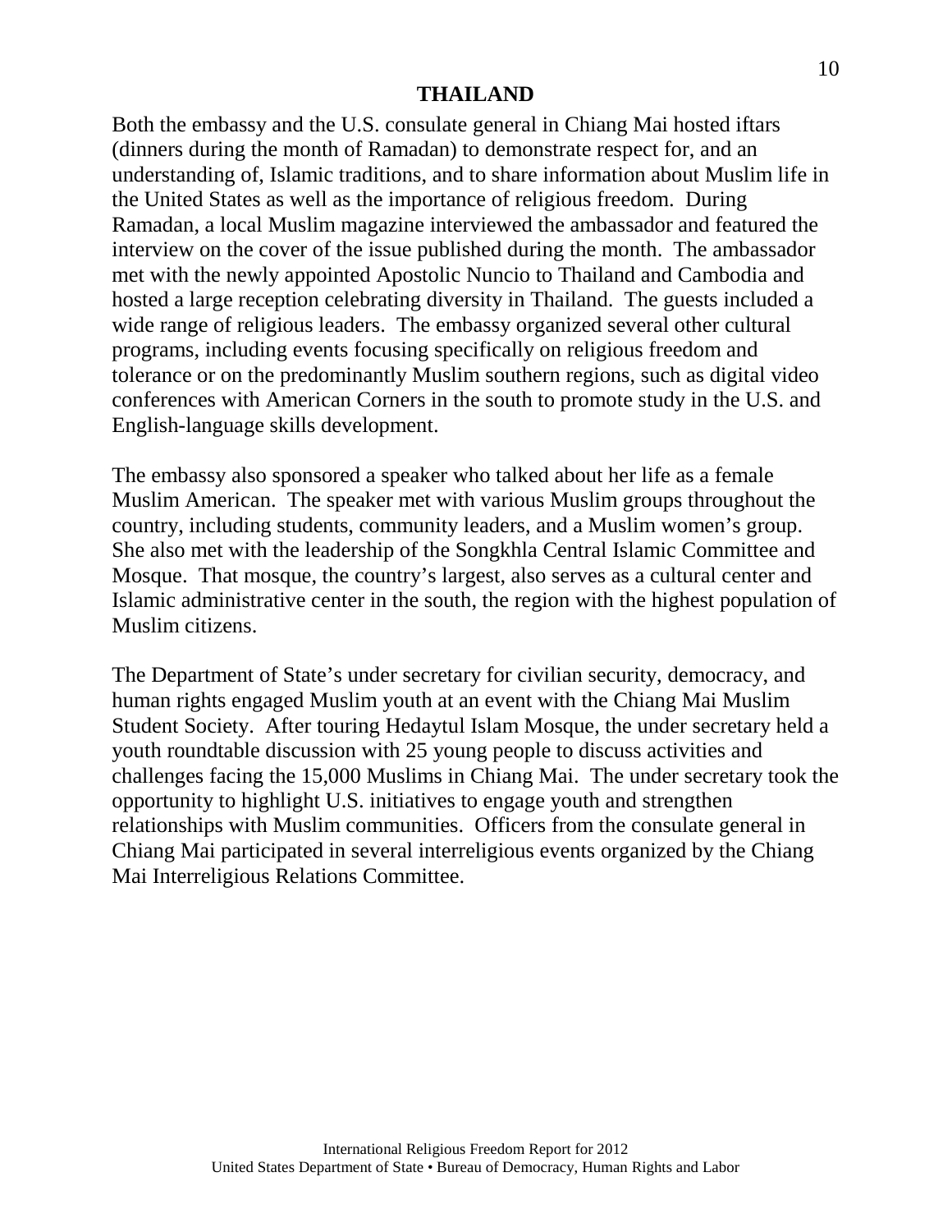Both the embassy and the U.S. consulate general in Chiang Mai hosted iftars (dinners during the month of Ramadan) to demonstrate respect for, and an understanding of, Islamic traditions, and to share information about Muslim life in the United States as well as the importance of religious freedom. During Ramadan, a local Muslim magazine interviewed the ambassador and featured the interview on the cover of the issue published during the month. The ambassador met with the newly appointed Apostolic Nuncio to Thailand and Cambodia and hosted a large reception celebrating diversity in Thailand. The guests included a wide range of religious leaders. The embassy organized several other cultural programs, including events focusing specifically on religious freedom and tolerance or on the predominantly Muslim southern regions, such as digital video conferences with American Corners in the south to promote study in the U.S. and English-language skills development.

The embassy also sponsored a speaker who talked about her life as a female Muslim American. The speaker met with various Muslim groups throughout the country, including students, community leaders, and a Muslim women's group. She also met with the leadership of the Songkhla Central Islamic Committee and Mosque. That mosque, the country's largest, also serves as a cultural center and Islamic administrative center in the south, the region with the highest population of Muslim citizens.

The Department of State's under secretary for civilian security, democracy, and human rights engaged Muslim youth at an event with the Chiang Mai Muslim Student Society. After touring Hedaytul Islam Mosque, the under secretary held a youth roundtable discussion with 25 young people to discuss activities and challenges facing the 15,000 Muslims in Chiang Mai. The under secretary took the opportunity to highlight U.S. initiatives to engage youth and strengthen relationships with Muslim communities. Officers from the consulate general in Chiang Mai participated in several interreligious events organized by the Chiang Mai Interreligious Relations Committee.